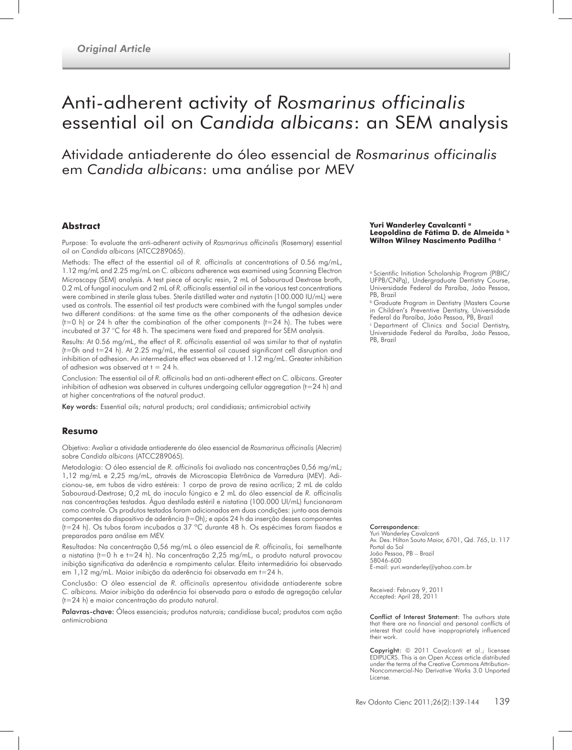*Original Article*

# Anti-adherent activity of *Rosmarinus officinalis* essential oil on *Candida albicans*: an SEM analysis

## Atividade antiaderente do óleo essencial de *Rosmarinus officinalis* em *Candida albicans*: uma análise por MEV

**Yuri Wanderley Cavalcanti** [a]
**Leopoldina de Fátima D. de Almeida** [b]
**Wilton Wilney Nascimento Padilha** [c]

[a] Scientific Initiation Scholarship Program (PIBIC/UFPB/CNPq), Undergraduate Dentistry Course, Universidade Federal da Paraíba, João Pessoa, PB, Brazil

[b] Graduate Program in Dentistry (Masters Course in Children's Preventive Dentistry, Universidade Federal da Paraíba, João Pessoa, PB, Brazil

[c] Department of Clinics and Social Dentistry, Universidade Federal da Paraíba, João Pessoa, PB, Brazil

### Abstract

Purpose: To evaluate the anti-adherent activity of *Rosmarinus officinalis* (Rosemary) essential oil on *Candida albicans* (ATCC289065).

Methods: The effect of the essential oil of *R. officinalis* at concentrations of 0.56 mg/mL, 1.12 mg/mL and 2.25 mg/mL on *C. albicans* adherence was examined using Scanning Electron Microscopy (SEM) analysis. A test piece of acrylic resin, 2 mL of Sabouraud Dextrose broth, 0.2 mL of fungal inoculum and 2 mL of *R. officinalis* essential oil in the various test concentrations were combined in sterile glass tubes. Sterile distilled water and nystatin (100.000 IU/mL) were used as controls. The essential oil test products were combined with the fungal samples under two different conditions: at the same time as the other components of the adhesion device (t=0 h) or 24 h after the combination of the other components (t=24 h). The tubes were incubated at 37 °C for 48 h. The specimens were fixed and prepared for SEM analysis.

Results: At 0.56 mg/mL, the effect of *R. officinalis* essential oil was similar to that of nystatin (t=0h and t=24 h). At 2.25 mg/mL, the essential oil caused significant cell disruption and inhibition of adhesion. An intermediate effect was observed at 1.12 mg/mL. Greater inhibition of adhesion was observed at t = 24 h.

Conclusion: The essential oil of *R. officinalis* had an anti-adherent effect on *C. albicans*. Greater inhibition of adhesion was observed in cultures undergoing cellular aggregation (t=24 h) and at higher concentrations of the natural product.

**Key words:** Essential oils; natural products; oral candidiasis; antimicrobial activity

### Resumo

Objetivo: Avaliar a atividade antiaderente do óleo essencial de *Rosmarinus officinalis* (Alecrim) sobre *Candida albicans* (ATCC289065).

Metodologia: O óleo essencial de *R. officinalis* foi avaliado nas concentrações 0,56 mg/mL; 1,12 mg/mL e 2,25 mg/mL, através de Microscopia Eletrônica de Varredura (MEV). Adicionou-se, em tubos de vidro estéreis: 1 corpo de prova de resina acrílica; 2 mL de caldo Sabouraud-Dextrose; 0,2 mL do inoculo fúngico e 2 mL do óleo essencial de *R. officinalis* nas concentrações testadas. Água destilada estéril e nistatina (100.000 UI/mL) funcionaram como controle. Os produtos testados foram adicionados em duas condições: junto aos demais componentes do dispositivo de aderência (t=0h); e após 24 h da inserção desses componentes (t=24 h). Os tubos foram incubados a 37 °C durante 48 h. Os espécimes foram fixados e preparados para análise em MEV.

Resultados: Na concentração 0,56 mg/mL o óleo essencial de *R. officinalis*, foi semelhante a nistatina (t=0 h e t=24 h). Na concentração 2,25 mg/mL, o produto natural provocou inibição significativa da aderência e rompimento celular. Efeito intermediário foi observado em 1,12 mg/mL. Maior inibição da aderência foi observada em t=24 h.

Conclusão: O óleo essencial de *R. officinalis* apresentou atividade antiaderente sobre *C. albicans*. Maior inibição da aderência foi observada para o estado de agregação celular (t=24 h) e maior concentração do produto natural.

**Palavras-chave:** Óleos essenciais; produtos naturais; candidíase bucal; produtos com ação antimicrobiana

**Correspondence:**
Yuri Wanderley Cavalcanti
Av. Des. Hilton Souto Maior, 6701, Qd. 765, Lt. 117
Portal do Sol
João Pessoa, PB – Brazil
58046-600
E-mail: yuri.wanderley@yahoo.com.br

Received: February 9, 2011
Accepted: April 28, 2011

**Conflict of Interest Statement:** The authors state that there are no financial and personal conflicts of interest that could have inappropriately influenced their work.

**Copyright:** © 2011 Cavalcanti et al.; licensee EDIPUCRS. This is an Open Access article distributed under the terms of the Creative Commons Attribution-Noncommercial-No Derivative Works 3.0 Unported License.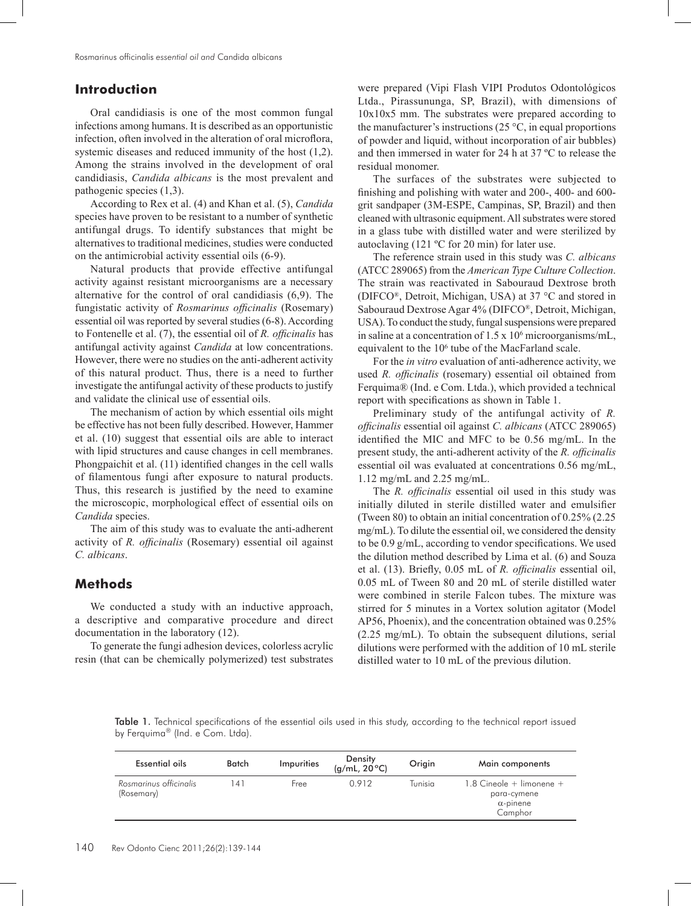## Introduction

Oral candidiasis is one of the most common fungal infections among humans. It is described as an opportunistic infection, often involved in the alteration of oral microflora, systemic diseases and reduced immunity of the host (1,2). Among the strains involved in the development of oral candidiasis, *Candida albicans* is the most prevalent and pathogenic species (1,3).

According to Rex et al. (4) and Khan et al. (5), *Candida* species have proven to be resistant to a number of synthetic antifungal drugs. To identify substances that might be alternatives to traditional medicines, studies were conducted on the antimicrobial activity essential oils (6-9).

Natural products that provide effective antifungal activity against resistant microorganisms are a necessary alternative for the control of oral candidiasis (6,9). The fungistatic activity of *Rosmarinus officinalis* (Rosemary) essential oil was reported by several studies (6-8). According to Fontenelle et al. (7), the essential oil of *R. officinalis* has antifungal activity against *Candida* at low concentrations. However, there were no studies on the anti-adherent activity of this natural product. Thus, there is a need to further investigate the antifungal activity of these products to justify and validate the clinical use of essential oils.

The mechanism of action by which essential oils might be effective has not been fully described. However, Hammer et al. (10) suggest that essential oils are able to interact with lipid structures and cause changes in cell membranes. Phongpaichit et al. (11) identified changes in the cell walls of filamentous fungi after exposure to natural products. Thus, this research is justified by the need to examine the microscopic, morphological effect of essential oils on *Candida* species.

The aim of this study was to evaluate the anti-adherent activity of *R. officinalis* (Rosemary) essential oil against *C. albicans*.

## Methods

We conducted a study with an inductive approach, a descriptive and comparative procedure and direct documentation in the laboratory (12).

To generate the fungi adhesion devices, colorless acrylic resin (that can be chemically polymerized) test substrates were prepared (Vipi Flash VIPI Produtos Odontológicos Ltda., Pirassununga, SP, Brazil), with dimensions of 10x10x5 mm. The substrates were prepared according to the manufacturer's instructions (25 °C, in equal proportions of powder and liquid, without incorporation of air bubbles) and then immersed in water for 24 h at 37 ºC to release the residual monomer.

The surfaces of the substrates were subjected to finishing and polishing with water and 200-, 400- and 600-grit sandpaper (3M-ESPE, Campinas, SP, Brazil) and then cleaned with ultrasonic equipment. All substrates were stored in a glass tube with distilled water and were sterilized by autoclaving (121 ºC for 20 min) for later use.

The reference strain used in this study was *C. albicans* (ATCC 289065) from the *American Type Culture Collection*. The strain was reactivated in Sabouraud Dextrose broth (DIFCO®, Detroit, Michigan, USA) at 37 °C and stored in Sabouraud Dextrose Agar 4% (DIFCO®, Detroit, Michigan, USA). To conduct the study, fungal suspensions were prepared in saline at a concentration of $1.5 \times 10^6$ microorganisms/mL, equivalent to the $10^6$ tube of the MacFarland scale.

For the *in vitro* evaluation of anti-adherence activity, we used *R. officinalis* (rosemary) essential oil obtained from Ferquima® (Ind. e Com. Ltda.), which provided a technical report with specifications as shown in Table 1.

Preliminary study of the antifungal activity of *R. officinalis* essential oil against *C. albicans* (ATCC 289065) identified the MIC and MFC to be 0.56 mg/mL. In the present study, the anti-adherent activity of the *R. officinalis* essential oil was evaluated at concentrations 0.56 mg/mL, 1.12 mg/mL and 2.25 mg/mL.

The *R. officinalis* essential oil used in this study was initially diluted in sterile distilled water and emulsifier (Tween 80) to obtain an initial concentration of 0.25% (2.25 mg/mL). To dilute the essential oil, we considered the density to be 0.9 g/mL, according to vendor specifications. We used the dilution method described by Lima et al. (6) and Souza et al. (13). Briefly, 0.05 mL of *R. officinalis* essential oil, 0.05 mL of Tween 80 and 20 mL of sterile distilled water were combined in sterile Falcon tubes. The mixture was stirred for 5 minutes in a Vortex solution agitator (Model AP56, Phoenix), and the concentration obtained was 0.25% (2.25 mg/mL). To obtain the subsequent dilutions, serial dilutions were performed with the addition of 10 mL sterile distilled water to 10 mL of the previous dilution.

**Table 1.** Technical specifications of the essential oils used in this study, according to the technical report issued by Ferquima® (Ind. e Com. Ltda).

| Essential oils | Batch | Impurities | Density (g/mL, 20 °C) | Origin | Main components |
|---|---|---|---|---|---|
| *Rosmarinus officinalis* (Rosemary) | 141 | Free | 0.912 | Tunisia | 1.8 Cineole + limonene + para-cymene $\alpha$-pinene Camphor |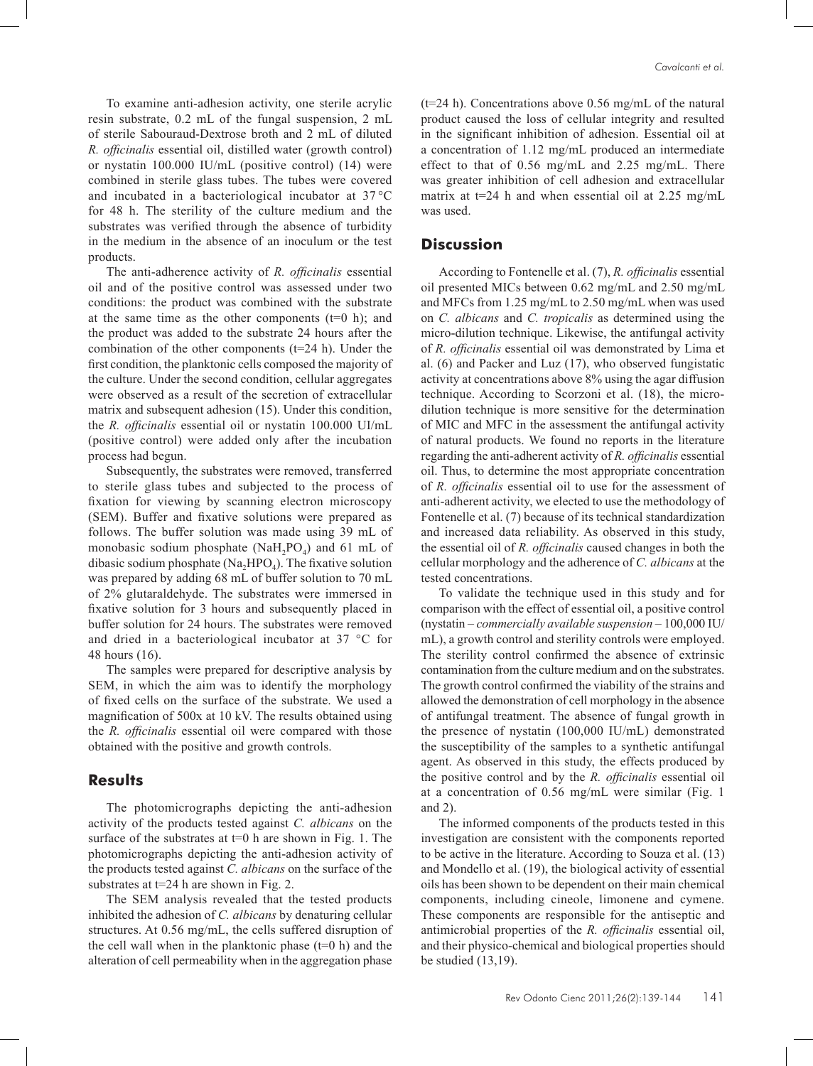To examine anti-adhesion activity, one sterile acrylic resin substrate, 0.2 mL of the fungal suspension, 2 mL of sterile Sabouraud-Dextrose broth and 2 mL of diluted *R. officinalis* essential oil, distilled water (growth control) or nystatin 100.000 IU/mL (positive control) (14) were combined in sterile glass tubes. The tubes were covered and incubated in a bacteriological incubator at 37 °C for 48 h. The sterility of the culture medium and the substrates was verified through the absence of turbidity in the medium in the absence of an inoculum or the test products.

The anti-adherence activity of *R. officinalis* essential oil and of the positive control was assessed under two conditions: the product was combined with the substrate at the same time as the other components (t=0 h); and the product was added to the substrate 24 hours after the combination of the other components (t=24 h). Under the first condition, the planktonic cells composed the majority of the culture. Under the second condition, cellular aggregates were observed as a result of the secretion of extracellular matrix and subsequent adhesion (15). Under this condition, the *R. officinalis* essential oil or nystatin 100.000 UI/mL (positive control) were added only after the incubation process had begun.

Subsequently, the substrates were removed, transferred to sterile glass tubes and subjected to the process of fixation for viewing by scanning electron microscopy (SEM). Buffer and fixative solutions were prepared as follows. The buffer solution was made using 39 mL of monobasic sodium phosphate ($NaH_2PO_4$) and 61 mL of dibasic sodium phosphate ($Na_2HPO_4$). The fixative solution was prepared by adding 68 mL of buffer solution to 70 mL of 2% glutaraldehyde. The substrates were immersed in fixative solution for 3 hours and subsequently placed in buffer solution for 24 hours. The substrates were removed and dried in a bacteriological incubator at 37 °C for 48 hours (16).

The samples were prepared for descriptive analysis by SEM, in which the aim was to identify the morphology of fixed cells on the surface of the substrate. We used a magnification of 500x at 10 kV. The results obtained using the *R. officinalis* essential oil were compared with those obtained with the positive and growth controls.

## Results

The photomicrographs depicting the anti-adhesion activity of the products tested against *C. albicans* on the surface of the substrates at t=0 h are shown in Fig. 1. The photomicrographs depicting the anti-adhesion activity of the products tested against *C. albicans* on the surface of the substrates at t=24 h are shown in Fig. 2.

The SEM analysis revealed that the tested products inhibited the adhesion of *C. albicans* by denaturing cellular structures. At 0.56 mg/mL, the cells suffered disruption of the cell wall when in the planktonic phase (t=0 h) and the alteration of cell permeability when in the aggregation phase (t=24 h). Concentrations above 0.56 mg/mL of the natural product caused the loss of cellular integrity and resulted in the significant inhibition of adhesion. Essential oil at a concentration of 1.12 mg/mL produced an intermediate effect to that of 0.56 mg/mL and 2.25 mg/mL. There was greater inhibition of cell adhesion and extracellular matrix at t=24 h and when essential oil at 2.25 mg/mL was used.

## Discussion

According to Fontenelle et al. (7), *R. officinalis* essential oil presented MICs between 0.62 mg/mL and 2.50 mg/mL and MFCs from 1.25 mg/mL to 2.50 mg/mL when was used on *C. albicans* and *C. tropicalis* as determined using the micro-dilution technique. Likewise, the antifungal activity of *R. officinalis* essential oil was demonstrated by Lima et al. (6) and Packer and Luz (17), who observed fungistatic activity at concentrations above 8% using the agar diffusion technique. According to Scorzoni et al. (18), the micro-dilution technique is more sensitive for the determination of MIC and MFC in the assessment the antifungal activity of natural products. We found no reports in the literature regarding the anti-adherent activity of *R. officinalis* essential oil. Thus, to determine the most appropriate concentration of *R. officinalis* essential oil to use for the assessment of anti-adherent activity, we elected to use the methodology of Fontenelle et al. (7) because of its technical standardization and increased data reliability. As observed in this study, the essential oil of *R. officinalis* caused changes in both the cellular morphology and the adherence of *C. albicans* at the tested concentrations.

To validate the technique used in this study and for comparison with the effect of essential oil, a positive control (nystatin – *commercially available suspension* – 100,000 IU/mL), a growth control and sterility controls were employed. The sterility control confirmed the absence of extrinsic contamination from the culture medium and on the substrates. The growth control confirmed the viability of the strains and allowed the demonstration of cell morphology in the absence of antifungal treatment. The absence of fungal growth in the presence of nystatin (100,000 IU/mL) demonstrated the susceptibility of the samples to a synthetic antifungal agent. As observed in this study, the effects produced by the positive control and by the *R. officinalis* essential oil at a concentration of 0.56 mg/mL were similar (Fig. 1 and 2).

The informed components of the products tested in this investigation are consistent with the components reported to be active in the literature. According to Souza et al. (13) and Mondello et al. (19), the biological activity of essential oils has been shown to be dependent on their main chemical components, including cineole, limonene and cymene. These components are responsible for the antiseptic and antimicrobial properties of the *R. officinalis* essential oil, and their physico-chemical and biological properties should be studied (13,19).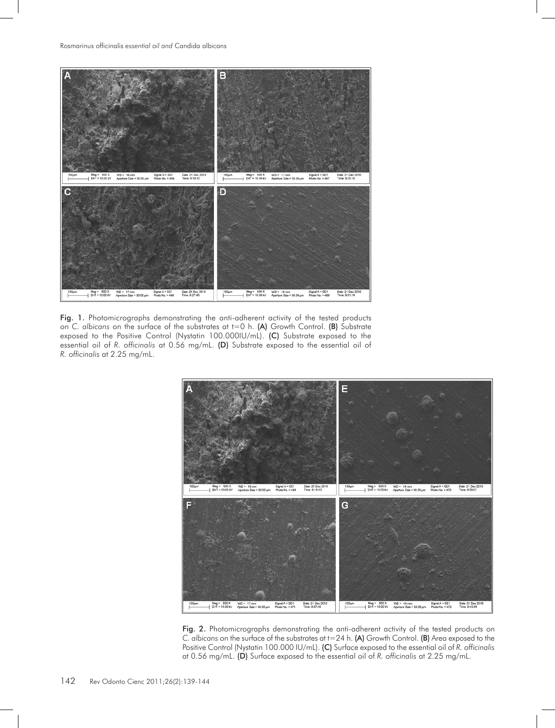Fig. 1. Photomicrographs demonstrating the anti-adherent activity of the tested products on *C. albicans* on the surface of the substrates at t=0 h. **(A)** Growth Control. **(B)** Substrate exposed to the Positive Control (Nystatin 100.000IU/mL). **(C)** Substrate exposed to the essential oil of *R. officinalis* at 0.56 mg/mL. **(D)** Substrate exposed to the essential oil of *R. officinalis* at 2.25 mg/mL.

Fig. 2. Photomicrographs demonstrating the anti-adherent activity of the tested products on *C. albicans* on the surface of the substrates at t=24 h. **(A)** Growth Control. **(B)** Area exposed to the Positive Control (Nystatin 100.000 IU/mL). **(C)** Surface exposed to the essential oil of *R. officinalis* at 0.56 mg/mL. **(D)** Surface exposed to the essential oil of *R. officinalis* at 2.25 mg/mL.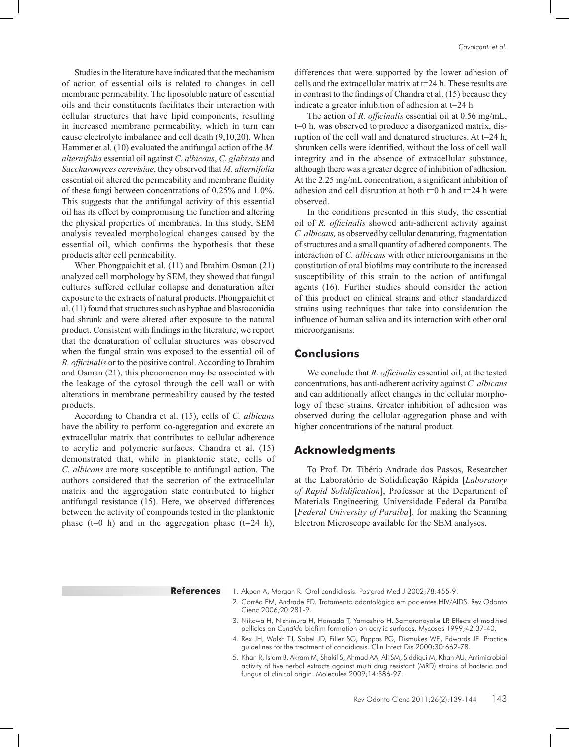Studies in the literature have indicated that the mechanism of action of essential oils is related to changes in cell membrane permeability. The liposoluble nature of essential oils and their constituents facilitates their interaction with cellular structures that have lipid components, resulting in increased membrane permeability, which in turn can cause electrolyte imbalance and cell death (9,10,20). When Hammer et al. (10) evaluated the antifungal action of the *M. alternifolia* essential oil against *C. albicans*, *C. glabrata* and *Saccharomyces cerevisiae*, they observed that *M. alternifolia* essential oil altered the permeability and membrane fluidity of these fungi between concentrations of 0.25% and 1.0%. This suggests that the antifungal activity of this essential oil has its effect by compromising the function and altering the physical properties of membranes. In this study, SEM analysis revealed morphological changes caused by the essential oil, which confirms the hypothesis that these products alter cell permeability.

When Phongpaichit et al. (11) and Ibrahim Osman (21) analyzed cell morphology by SEM, they showed that fungal cultures suffered cellular collapse and denaturation after exposure to the extracts of natural products. Phongpaichit et al. (11) found that structures such as hyphae and blastoconidia had shrunk and were altered after exposure to the natural product. Consistent with findings in the literature, we report that the denaturation of cellular structures was observed when the fungal strain was exposed to the essential oil of *R. officinalis* or to the positive control. According to Ibrahim and Osman (21), this phenomenon may be associated with the leakage of the cytosol through the cell wall or with alterations in membrane permeability caused by the tested products.

According to Chandra et al. (15), cells of *C. albicans* have the ability to perform co-aggregation and excrete an extracellular matrix that contributes to cellular adherence to acrylic and polymeric surfaces. Chandra et al. (15) demonstrated that, while in planktonic state, cells of *C. albicans* are more susceptible to antifungal action. The authors considered that the secretion of the extracellular matrix and the aggregation state contributed to higher antifungal resistance (15). Here, we observed differences between the activity of compounds tested in the planktonic phase (t=0 h) and in the aggregation phase (t=24 h), differences that were supported by the lower adhesion of cells and the extracellular matrix at t=24 h. These results are in contrast to the findings of Chandra et al. (15) because they indicate a greater inhibition of adhesion at t=24 h.

The action of *R. officinalis* essential oil at 0.56 mg/mL, t=0 h, was observed to produce a disorganized matrix, disruption of the cell wall and denatured structures. At t=24 h, shrunken cells were identified, without the loss of cell wall integrity and in the absence of extracellular substance, although there was a greater degree of inhibition of adhesion. At the 2.25 mg/mL concentration, a significant inhibition of adhesion and cell disruption at both t=0 h and t=24 h were observed.

In the conditions presented in this study, the essential oil of *R. officinalis* showed anti-adherent activity against *C. albicans,* as observed by cellular denaturing, fragmentation of structures and a small quantity of adhered components. The interaction of *C. albicans* with other microorganisms in the constitution of oral biofilms may contribute to the increased susceptibility of this strain to the action of antifungal agents (16). Further studies should consider the action of this product on clinical strains and other standardized strains using techniques that take into consideration the influence of human saliva and its interaction with other oral microorganisms.

## Conclusions

We conclude that *R. officinalis* essential oil, at the tested concentrations, has anti-adherent activity against *C. albicans* and can additionally affect changes in the cellular morphology of these strains. Greater inhibition of adhesion was observed during the cellular aggregation phase and with higher concentrations of the natural product.

## Acknowledgments

To Prof. Dr. Tibério Andrade dos Passos, Researcher at the Laboratório de Solidificação Rápida [*Laboratory of Rapid Solidification*], Professor at the Department of Materials Engineering, Universidade Federal da Paraíba [*Federal University of Paraíba*], for making the Scanning Electron Microscope available for the SEM analyses.

## References

1. Akpan A, Morgan R. Oral candidiasis. Postgrad Med J 2002;78:455-9.
2. Corrêa EM, Andrade ED. Tratamento odontológico em pacientes HIV/AIDS. Rev Odonto Cienc 2006;20:281-9.
3. Nikawa H, Nishimura H, Hamada T, Yamashiro H, Samaranayake LP. Effects of modified pellicles on *Candida* biofilm formation on acrylic surfaces. Mycoses 1999;42:37-40.
4. Rex JH, Walsh TJ, Sobel JD, Filler SG, Pappas PG, Dismukes WE, Edwards JE. Practice guidelines for the treatment of candidiasis. Clin Infect Dis 2000;30:662-78.
5. Khan R, Islam B, Akram M, Shakil S, Ahmad AA, Ali SM, Siddiqui M, Khan AU. Antimicrobial activity of five herbal extracts against multi drug resistant (MRD) strains of bacteria and fungus of clinical origin. Molecules 2009;14:586-97.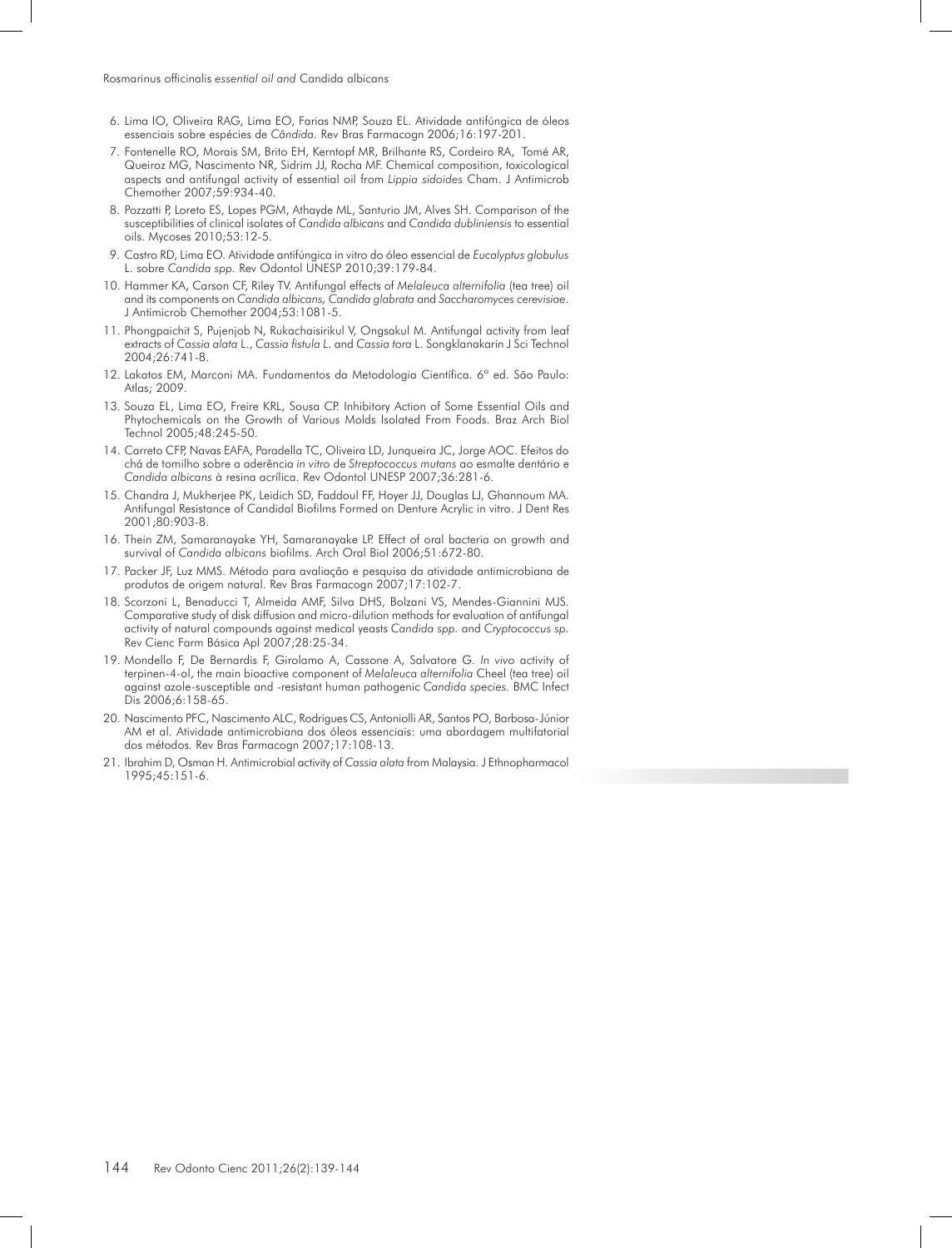6. Lima IO, Oliveira RAG, Lima EO, Farias NMP, Souza EL. Atividade antifúngica de óleos essenciais sobre espécies de *Cândida*. Rev Bras Farmacogn 2006;16:197-201.
7. Fontenelle RO, Morais SM, Brito EH, Kerntopf MR, Brilhante RS, Cordeiro RA, Tomé AR, Queiroz MG, Nascimento NR, Sidrim JJ, Rocha MF. Chemical composition, toxicological aspects and antifungal activity of essential oil from *Lippia sidoides* Cham. J Antimicrob Chemother 2007;59:934-40.
8. Pozzatti P, Loreto ES, Lopes PGM, Athayde ML, Santurio JM, Alves SH. Comparison of the susceptibilities of clinical isolates of *Candida albicans* and *Candida dubliniensis* to essential oils. Mycoses 2010;53:12-5.
9. Castro RD, Lima EO. Atividade antifúngica in vitro do óleo essencial de *Eucalyptus globulus* L. sobre *Candida spp.* Rev Odontol UNESP 2010;39:179-84.
10. Hammer KA, Carson CF, Riley TV. Antifungal effects of *Melaleuca alternifolia* (tea tree) oil and its components on *Candida albicans, Candida glabrata* and *Saccharomyces cerevisiae*. J Antimicrob Chemother 2004;53:1081-5.
11. Phongpaichit S, Pujenjob N, Rukachaisirikul V, Ongsakul M. Antifungal activity from leaf extracts of *Cassia alata* L., *Cassia fistula L.* and *Cassia tora* L. Songklanakarin J Sci Technol 2004;26:741-8.
12. Lakatos EM, Marconi MA. Fundamentos da Metodologia Científica. 6ª ed. São Paulo: Atlas; 2009.
13. Souza EL, Lima EO, Freire KRL, Sousa CP. Inhibitory Action of Some Essential Oils and Phytochemicals on the Growth of Various Molds Isolated From Foods. Braz Arch Biol Technol 2005;48:245-50.
14. Carreto CFP, Navas EAFA, Paradella TC, Oliveira LD, Junqueira JC, Jorge AOC. Efeitos do chá de tomilho sobre a aderência *in vitro* de *Streptococcus mutans* ao esmalte dentário e *Candida albicans* à resina acrílica. Rev Odontol UNESP 2007;36:281-6.
15. Chandra J, Mukherjee PK, Leidich SD, Faddoul FF, Hoyer JJ, Douglas LJ, Ghannoum MA. Antifungal Resistance of Candidal Biofilms Formed on Denture Acrylic in vitro. J Dent Res 2001;80:903-8.
16. Thein ZM, Samaranayake YH, Samaranayake LP. Effect of oral bacteria on growth and survival of *Candida albicans* biofilms. Arch Oral Biol 2006;51:672-80.
17. Packer JF, Luz MMS. Método para avaliação e pesquisa da atividade antimicrobiana de produtos de origem natural. Rev Bras Farmacogn 2007;17:102-7.
18. Scorzoni L, Benaducci T, Almeida AMF, Silva DHS, Bolzani VS, Mendes-Giannini MJS. Comparative study of disk diffusion and micro-dilution methods for evaluation of antifungal activity of natural compounds against medical yeasts *Candida spp.* and *Cryptococcus sp.* Rev Cienc Farm Básica Apl 2007;28:25-34.
19. Mondello F, De Bernardis F, Girolamo A, Cassone A, Salvatore G. *In vivo* activity of terpinen-4-ol, the main bioactive component of *Melaleuca alternifolia* Cheel (tea tree) oil against azole-susceptible and -resistant human pathogenic *Candida species*. BMC Infect Dis 2006;6:158-65.
20. Nascimento PFC, Nascimento ALC, Rodrigues CS, Antoniolli AR, Santos PO, Barbosa-Júnior AM et al. Atividade antimicrobiana dos óleos essenciais: uma abordagem multifatorial dos métodos. Rev Bras Farmacogn 2007;17:108-13.
21. Ibrahim D, Osman H. Antimicrobial activity of *Cassia alata* from Malaysia. J Ethnopharmacol 1995;45:151-6.